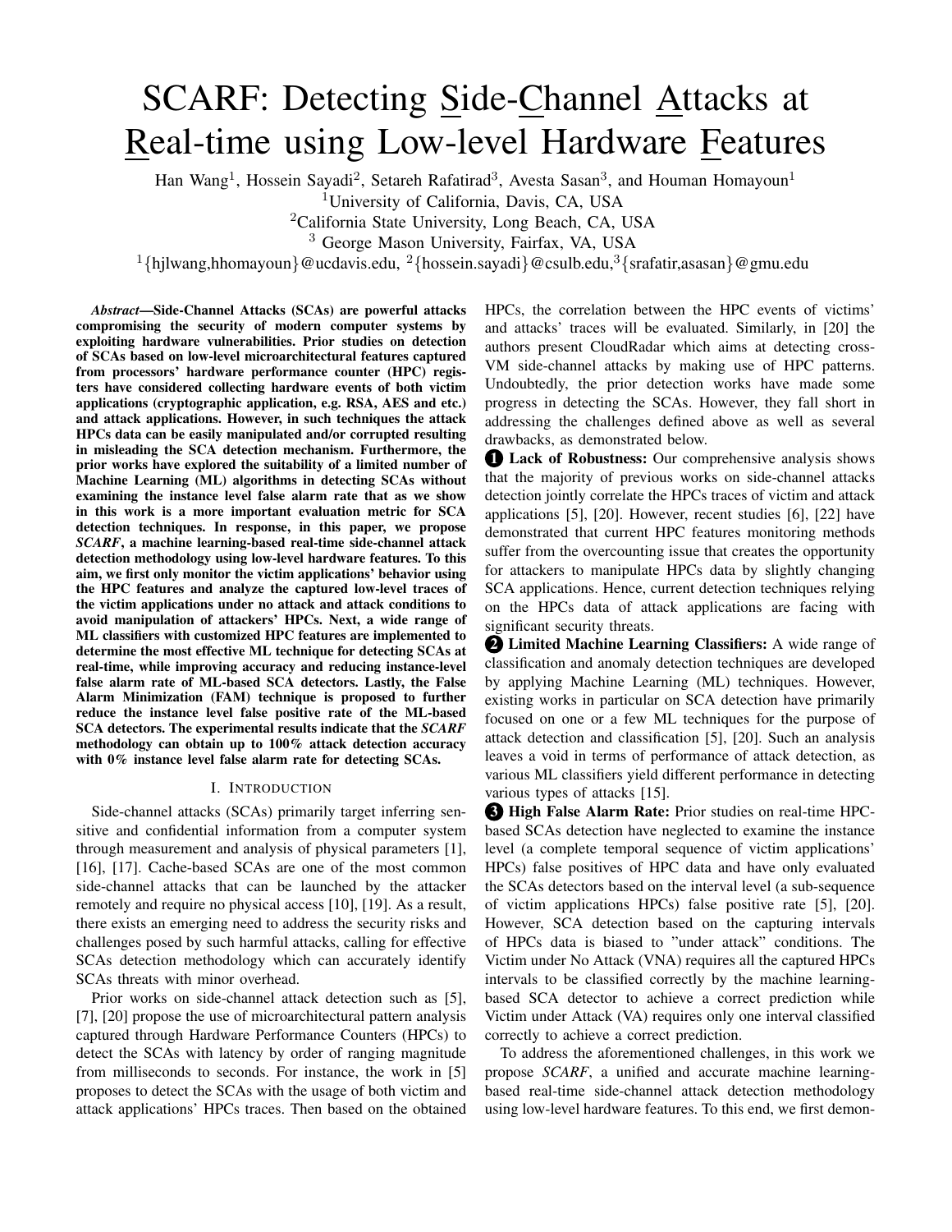# SCARF: Detecting Side-Channel Attacks at Real-time using Low-level Hardware Features

Han Wang[1], Hossein Sayadi[2], Setareh Rafatirad[3], Avesta Sasan[3], and Houman Homayoun[1]

[1]University of California, Davis, CA, USA

[2]California State University, Long Beach, CA, USA

[3] George Mason University, Fairfax, VA, USA

[1]{hjlwang,hhomayoun}@ucdavis.edu, [2]{hossein.sayadi}@csulb.edu,[3]{srafatir,asasan}@gmu.edu

***Abstract*—Side-Channel Attacks (SCAs) are powerful attacks compromising the security of modern computer systems by exploiting hardware vulnerabilities. Prior studies on detection of SCAs based on low-level microarchitectural features captured from processors' hardware performance counter (HPC) registers have considered collecting hardware events of both victim applications (cryptographic application, e.g. RSA, AES and etc.) and attack applications. However, in such techniques the attack HPCs data can be easily manipulated and/or corrupted resulting in misleading the SCA detection mechanism. Furthermore, the prior works have explored the suitability of a limited number of Machine Learning (ML) algorithms in detecting SCAs without examining the instance level false alarm rate that as we show in this work is a more important evaluation metric for SCA detection techniques. In response, in this paper, we propose *SCARF*, a machine learning-based real-time side-channel attack detection methodology using low-level hardware features. To this aim, we first only monitor the victim applications' behavior using the HPC features and analyze the captured low-level traces of the victim applications under no attack and attack conditions to avoid manipulation of attackers' HPCs. Next, a wide range of ML classifiers with customized HPC features are implemented to determine the most effective ML technique for detecting SCAs at real-time, while improving accuracy and reducing instance-level false alarm rate of ML-based SCA detectors. Lastly, the False Alarm Minimization (FAM) technique is proposed to further reduce the instance level false positive rate of the ML-based SCA detectors. The experimental results indicate that the *SCARF* methodology can obtain up to 100% attack detection accuracy with 0% instance level false alarm rate for detecting SCAs.**

## I. Introduction

Side-channel attacks (SCAs) primarily target inferring sensitive and confidential information from a computer system through measurement and analysis of physical parameters [1], [16], [17]. Cache-based SCAs are one of the most common side-channel attacks that can be launched by the attacker remotely and require no physical access [10], [19]. As a result, there exists an emerging need to address the security risks and challenges posed by such harmful attacks, calling for effective SCAs detection methodology which can accurately identify SCAs threats with minor overhead.

Prior works on side-channel attack detection such as [5], [7], [20] propose the use of microarchitectural pattern analysis captured through Hardware Performance Counters (HPCs) to detect the SCAs with latency by order of ranging magnitude from milliseconds to seconds. For instance, the work in [5] proposes to detect the SCAs with the usage of both victim and attack applications' HPCs traces. Then based on the obtained HPCs, the correlation between the HPC events of victims' and attacks' traces will be evaluated. Similarly, in [20] the authors present CloudRadar which aims at detecting cross-VM side-channel attacks by making use of HPC patterns. Undoubtedly, the prior detection works have made some progress in detecting the SCAs. However, they fall short in addressing the challenges defined above as well as several drawbacks, as demonstrated below.

❶ **Lack of Robustness:** Our comprehensive analysis shows that the majority of previous works on side-channel attacks detection jointly correlate the HPCs traces of victim and attack applications [5], [20]. However, recent studies [6], [22] have demonstrated that current HPC features monitoring methods suffer from the overcounting issue that creates the opportunity for attackers to manipulate HPCs data by slightly changing SCA applications. Hence, current detection techniques relying on the HPCs data of attack applications are facing with significant security threats.

❷ **Limited Machine Learning Classifiers:** A wide range of classification and anomaly detection techniques are developed by applying Machine Learning (ML) techniques. However, existing works in particular on SCA detection have primarily focused on one or a few ML techniques for the purpose of attack detection and classification [5], [20]. Such an analysis leaves a void in terms of performance of attack detection, as various ML classifiers yield different performance in detecting various types of attacks [15].

❸ **High False Alarm Rate:** Prior studies on real-time HPC-based SCAs detection have neglected to examine the instance level (a complete temporal sequence of victim applications' HPCs) false positives of HPC data and have only evaluated the SCAs detectors based on the interval level (a sub-sequence of victim applications HPCs) false positive rate [5], [20]. However, SCA detection based on the capturing intervals of HPCs data is biased to "under attack" conditions. The Victim under No Attack (VNA) requires all the captured HPCs intervals to be classified correctly by the machine learning-based SCA detector to achieve a correct prediction while Victim under Attack (VA) requires only one interval classified correctly to achieve a correct prediction.

To address the aforementioned challenges, in this work we propose *SCARF*, a unified and accurate machine learning-based real-time side-channel attack detection methodology using low-level hardware features. To this end, we first demon-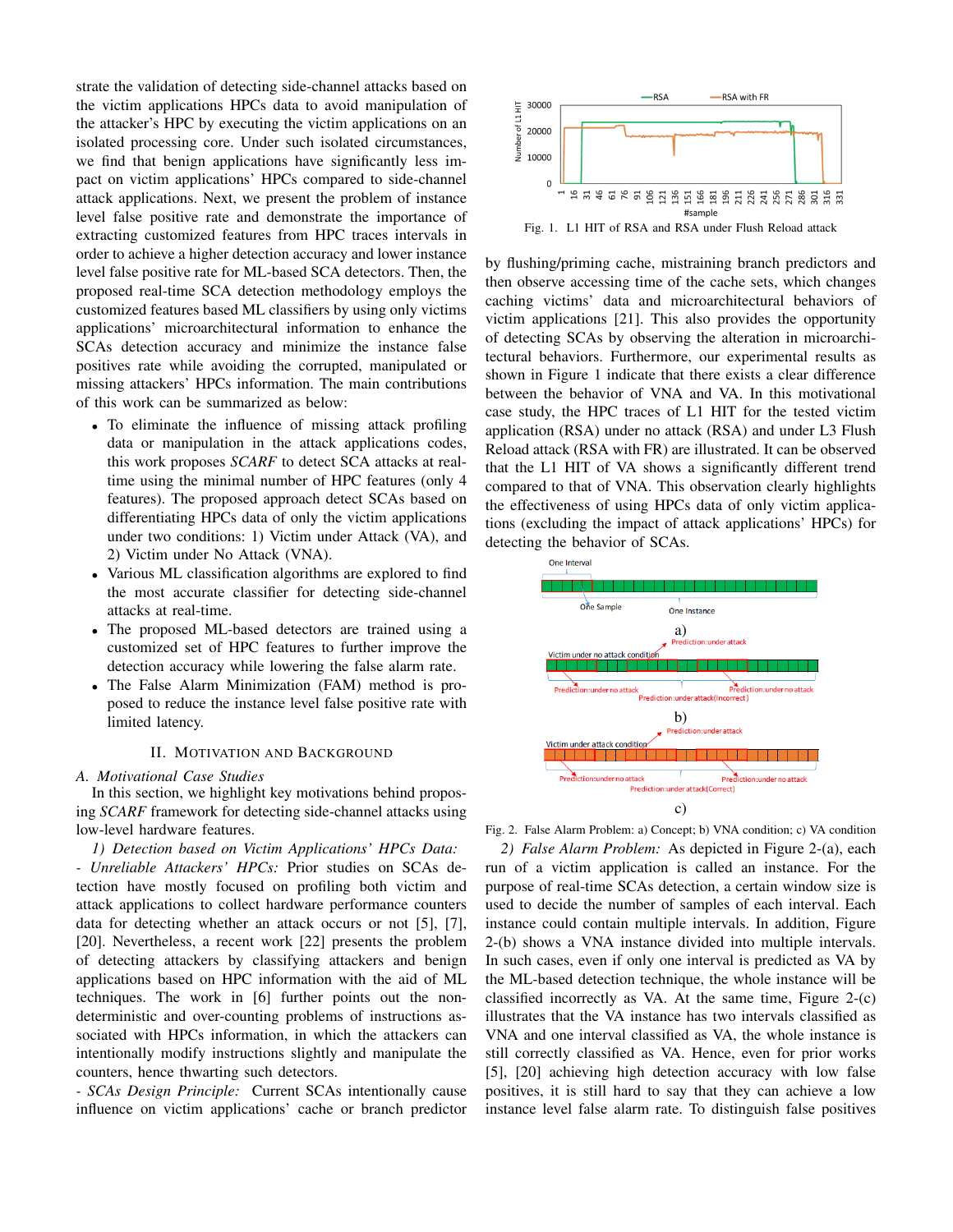strate the validation of detecting side-channel attacks based on the victim applications HPCs data to avoid manipulation of the attacker's HPC by executing the victim applications on an isolated processing core. Under such isolated circumstances, we find that benign applications have significantly less impact on victim applications' HPCs compared to side-channel attack applications. Next, we present the problem of instance level false positive rate and demonstrate the importance of extracting customized features from HPC traces intervals in order to achieve a higher detection accuracy and lower instance level false positive rate for ML-based SCA detectors. Then, the proposed real-time SCA detection methodology employs the customized features based ML classifiers by using only victims applications' microarchitectural information to enhance the SCAs detection accuracy and minimize the instance false positives rate while avoiding the corrupted, manipulated or missing attackers' HPCs information. The main contributions of this work can be summarized as below:

- To eliminate the influence of missing attack profiling data or manipulation in the attack applications codes, this work proposes *SCARF* to detect SCA attacks at real-time using the minimal number of HPC features (only 4 features). The proposed approach detect SCAs based on differentiating HPCs data of only the victim applications under two conditions: 1) Victim under Attack (VA), and 2) Victim under No Attack (VNA).
- Various ML classification algorithms are explored to find the most accurate classifier for detecting side-channel attacks at real-time.
- The proposed ML-based detectors are trained using a customized set of HPC features to further improve the detection accuracy while lowering the false alarm rate.
- The False Alarm Minimization (FAM) method is proposed to reduce the instance level false positive rate with limited latency.

## II. Motivation and Background

### A. Motivational Case Studies

In this section, we highlight key motivations behind proposing *SCARF* framework for detecting side-channel attacks using low-level hardware features.

*1) Detection based on Victim Applications' HPCs Data:*

*- Unreliable Attackers' HPCs:* Prior studies on SCAs detection have mostly focused on profiling both victim and attack applications to collect hardware performance counters data for detecting whether an attack occurs or not [5], [7], [20]. Nevertheless, a recent work [22] presents the problem of detecting attackers by classifying attackers and benign applications based on HPC information with the aid of ML techniques. The work in [6] further points out the non-deterministic and over-counting problems of instructions associated with HPCs information, in which the attackers can intentionally modify instructions slightly and manipulate the counters, hence thwarting such detectors.

*- SCAs Design Principle:* Current SCAs intentionally cause influence on victim applications' cache or branch predictor by flushing/priming cache, mistraining branch predictors and then observe accessing time of the cache sets, which changes caching victims' data and microarchitectural behaviors of victim applications [21]. This also provides the opportunity of detecting SCAs by observing the alteration in microarchitectural behaviors. Furthermore, our experimental results as shown in Figure 1 indicate that there exists a clear difference between the behavior of VNA and VA. In this motivational case study, the HPC traces of L1 HIT for the tested victim application (RSA) under no attack (RSA) and under L3 Flush Reload attack (RSA with FR) are illustrated. It can be observed that the L1 HIT of VA shows a significantly different trend compared to that of VNA. This observation clearly highlights the effectiveness of using HPCs data of only victim applications (excluding the impact of attack applications' HPCs) for detecting the behavior of SCAs.

Fig. 1. L1 HIT of RSA and RSA under Flush Reload attack

Fig. 2. False Alarm Problem: a) Concept; b) VNA condition; c) VA condition

*2) False Alarm Problem:* As depicted in Figure 2-(a), each run of a victim application is called an instance. For the purpose of real-time SCAs detection, a certain window size is used to decide the number of samples of each interval. Each instance could contain multiple intervals. In addition, Figure 2-(b) shows a VNA instance divided into multiple intervals. In such cases, even if only one interval is predicted as VA by the ML-based detection technique, the whole instance will be classified incorrectly as VA. At the same time, Figure 2-(c) illustrates that the VA instance has two intervals classified as VNA and one interval classified as VA, the whole instance is still correctly classified as VA. Hence, even for prior works [5], [20] achieving high detection accuracy with low false positives, it is still hard to say that they can achieve a low instance level false alarm rate. To distinguish false positives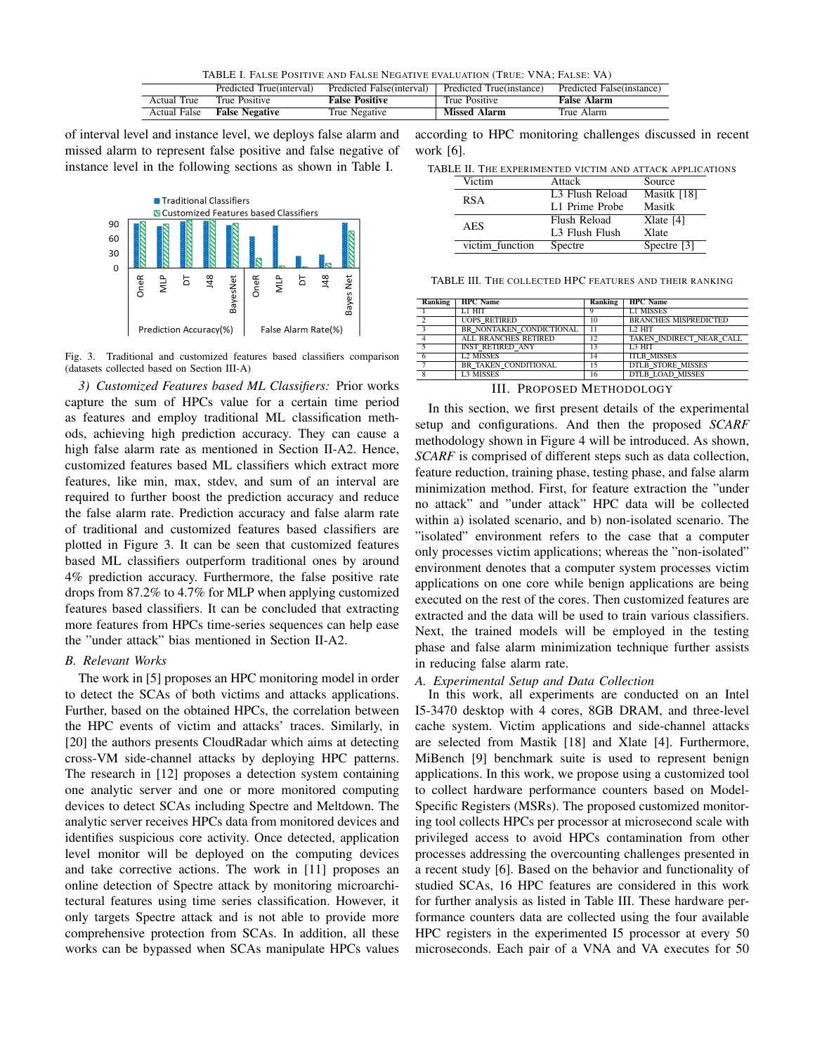TABLE I. FALSE POSITIVE AND FALSE NEGATIVE EVALUATION (TRUE: VNA; FALSE: VA)

| | Predicted True(interval) | Predicted False(interval) | Predicted True(instance) | Predicted False(instance) |
|---|---|---|---|---|
| Actual True | True Positive | **False Positive** | True Positive | **False Alarm** |
| Actual False | **False Negative** | True Negative | **Missed Alarm** | True Alarm |

of interval level and instance level, we deploys false alarm and missed alarm to represent false positive and false negative of instance level in the following sections as shown in Table I.

Fig. 3. Traditional and customized features based classifiers comparison (datasets collected based on Section III-A)

*3) Customized Features based ML Classifiers:* Prior works capture the sum of HPCs value for a certain time period as features and employ traditional ML classification methods, achieving high prediction accuracy. They can cause a high false alarm rate as mentioned in Section II-A2. Hence, customized features based ML classifiers which extract more features, like min, max, stdev, and sum of an interval are required to further boost the prediction accuracy and reduce the false alarm rate. Prediction accuracy and false alarm rate of traditional and customized features based classifiers are plotted in Figure 3. It can be seen that customized features based ML classifiers outperform traditional ones by around 4% prediction accuracy. Furthermore, the false positive rate drops from 87.2% to 4.7% for MLP when applying customized features based classifiers. It can be concluded that extracting more features from HPCs time-series sequences can help ease the "under attack" bias mentioned in Section II-A2.

### B. Relevant Works

The work in [5] proposes an HPC monitoring model in order to detect the SCAs of both victims and attacks applications. Further, based on the obtained HPCs, the correlation between the HPC events of victim and attacks' traces. Similarly, in [20] the authors presents CloudRadar which aims at detecting cross-VM side-channel attacks by deploying HPC patterns. The research in [12] proposes a detection system containing one analytic server and one or more monitored computing devices to detect SCAs including Spectre and Meltdown. The analytic server receives HPCs data from monitored devices and identifies suspicious core activity. Once detected, application level monitor will be deployed on the computing devices and take corrective actions. The work in [11] proposes an online detection of Spectre attack by monitoring microarchitectural features using time series classification. However, it only targets Spectre attack and is not able to provide more comprehensive protection from SCAs. In addition, all these works can be bypassed when SCAs manipulate HPCs values according to HPC monitoring challenges discussed in recent work [6].

TABLE II. THE EXPERIMENTED VICTIM AND ATTACK APPLICATIONS

| Victim | Attack | Source |
|---|---|---|
| RSA | L3 Flush Reload | Masitk [18] |
| | L1 Prime Probe | Masitk |
| AES | Flush Reload | Xlate [4] |
| | L3 Flush Flush | Xlate |
| victim_function | Spectre | Spectre [3] |

TABLE III. THE COLLECTED HPC FEATURES AND THEIR RANKING

| Ranking | HPC Name | Ranking | HPC Name |
|---|---|---|---|
| 1 | L1 HIT | 9 | L1 MISSES |
| 2 | UOPS_RETIRED | 10 | BRANCHES MISPREDICTED |
| 3 | BR_NONTAKEN_CONDICTIONAL | 11 | L2 HIT |
| 4 | ALL BRANCHES RETIRED | 12 | TAKEN_INDIRECT_NEAR_CALL |
| 5 | INST_RETIRED_ANY | 13 | L3 HIT |
| 6 | L2 MISSES | 14 | ITLB_MISSES |
| 7 | BR_TAKEN_CONDITIONAL | 15 | DTLB_STORE_MISSES |
| 8 | L3 MISSES | 16 | DTLB_LOAD_MISSES |

## III. PROPOSED METHODOLOGY

In this section, we first present details of the experimental setup and configurations. And then the proposed *SCARF* methodology shown in Figure 4 will be introduced. As shown, *SCARF* is comprised of different steps such as data collection, feature reduction, training phase, testing phase, and false alarm minimization method. First, for feature extraction the "under no attack" and "under attack" HPC data will be collected within a) isolated scenario, and b) non-isolated scenario. The "isolated" environment refers to the case that a computer only processes victim applications; whereas the "non-isolated" environment denotes that a computer system processes victim applications on one core while benign applications are being executed on the rest of the cores. Then customized features are extracted and the data will be used to train various classifiers. Next, the trained models will be employed in the testing phase and false alarm minimization technique further assists in reducing false alarm rate.

### A. Experimental Setup and Data Collection

In this work, all experiments are conducted on an Intel I5-3470 desktop with 4 cores, 8GB DRAM, and three-level cache system. Victim applications and side-channel attacks are selected from Mastik [18] and Xlate [4]. Furthermore, MiBench [9] benchmark suite is used to represent benign applications. In this work, we propose using a customized tool to collect hardware performance counters based on Model-Specific Registers (MSRs). The proposed customized monitoring tool collects HPCs per processor at microsecond scale with privileged access to avoid HPCs contamination from other processes addressing the overcounting challenges presented in a recent study [6]. Based on the behavior and functionality of studied SCAs, 16 HPC features are considered in this work for further analysis as listed in Table III. These hardware performance counters data are collected using the four available HPC registers in the experimented I5 processor at every 50 microseconds. Each pair of a VNA and VA executes for 50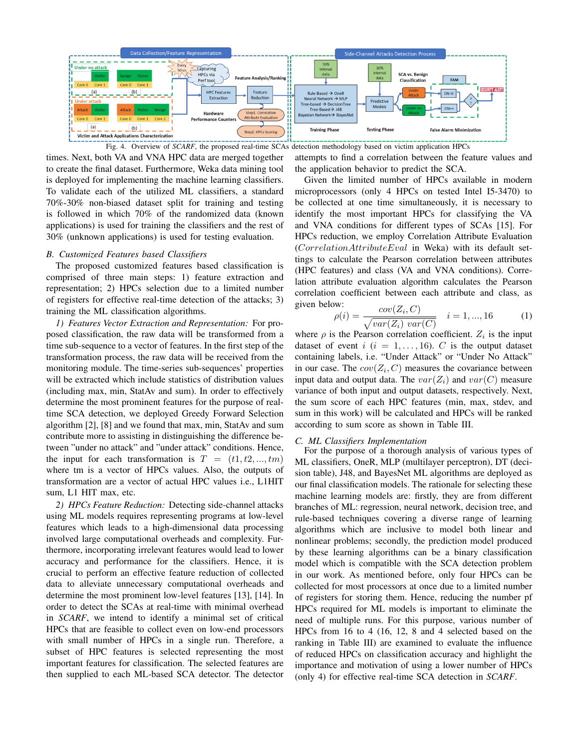Fig. 4. Overview of *SCARF*, the proposed real-time SCAs detection methodology based on victim application HPCs

times. Next, both VA and VNA HPC data are merged together to create the final dataset. Furthermore, Weka data mining tool is deployed for implementing the machine learning classifiers. To validate each of the utilized ML classifiers, a standard 70%-30% non-biased dataset split for training and testing is followed in which 70% of the randomized data (known applications) is used for training the classifiers and the rest of 30% (unknown applications) is used for testing evaluation.

## B. Customized Features based Classifiers

The proposed customized features based classification is comprised of three main steps: 1) feature extraction and representation; 2) HPCs selection due to a limited number of registers for effective real-time detection of the attacks; 3) training the ML classification algorithms.

*1) Features Vector Extraction and Representation:* For proposed classification, the raw data will be transformed from a time sub-sequence to a vector of features. In the first step of the transformation process, the raw data will be received from the monitoring module. The time-series sub-sequences' properties will be extracted which include statistics of distribution values (including max, min, StatAv and sum). In order to effectively determine the most prominent features for the purpose of real-time SCA detection, we deployed Greedy Forward Selection algorithm [2], [8] and we found that max, min, StatAv and sum contribute more to assisting in distinguishing the difference between "under no attack" and "under attack" conditions. Hence, the input for each transformation is $T = (t1, t2, ..., tm)$ where tm is a vector of HPCs values. Also, the outputs of transformation are a vector of actual HPC values i.e., L1HIT sum, L1 HIT max, etc.

*2) HPCs Feature Reduction:* Detecting side-channel attacks using ML models requires representing programs at low-level features which leads to a high-dimensional data processing involved large computational overheads and complexity. Furthermore, incorporating irrelevant features would lead to lower accuracy and performance for the classifiers. Hence, it is crucial to perform an effective feature reduction of collected data to alleviate unnecessary computational overheads and determine the most prominent low-level features [13], [14]. In order to detect the SCAs at real-time with minimal overhead in *SCARF*, we intend to identify a minimal set of critical HPCs that are feasible to collect even on low-end processors with small number of HPCs in a single run. Therefore, a subset of HPC features is selected representing the most important features for classification. The selected features are then supplied to each ML-based SCA detector. The detector attempts to find a correlation between the feature values and the application behavior to predict the SCA.

Given the limited number of HPCs available in modern microprocessors (only 4 HPCs on tested Intel I5-3470) to be collected at one time simultaneously, it is necessary to identify the most important HPCs for classifying the VA and VNA conditions for different types of SCAs [15]. For HPCs reduction, we employ Correlation Attribute Evaluation ($CorrelationAttributeEval$ in Weka) with its default settings to calculate the Pearson correlation between attributes (HPC features) and class (VA and VNA conditions). Correlation attribute evaluation algorithm calculates the Pearson correlation coefficient between each attribute and class, as given below:

$$\rho(i) = \frac{cov(Z_i, C)}{\sqrt{var(Z_i)\ var(C)}} \quad i = 1, ..., 16 \tag{1}$$

where $\rho$ is the Pearson correlation coefficient. $Z_i$ is the input dataset of event $i$ ($i = 1, \ldots, 16$). $C$ is the output dataset containing labels, i.e. "Under Attack" or "Under No Attack" in our case. The $cov(Z_i, C)$ measures the covariance between input data and output data. The $var(Z_i)$ and $var(C)$ measure variance of both input and output datasets, respectively. Next, the sum score of each HPC features (min, max, stdev, and sum in this work) will be calculated and HPCs will be ranked according to sum score as shown in Table III.

## C. ML Classifiers Implementation

For the purpose of a thorough analysis of various types of ML classifiers, OneR, MLP (multilayer perceptron), DT (decision table), J48, and BayesNet ML algorithms are deployed as our final classification models. The rationale for selecting these machine learning models are: firstly, they are from different branches of ML: regression, neural network, decision tree, and rule-based techniques covering a diverse range of learning algorithms which are inclusive to model both linear and nonlinear problems; secondly, the prediction model produced by these learning algorithms can be a binary classification model which is compatible with the SCA detection problem in our work. As mentioned before, only four HPCs can be collected for most processors at once due to a limited number of registers for storing them. Hence, reducing the number pf HPCs required for ML models is important to eliminate the need of multiple runs. For this purpose, various number of HPCs from 16 to 4 (16, 12, 8 and 4 selected based on the ranking in Table III) are examined to evaluate the influence of reduced HPCs on classification accuracy and highlight the importance and motivation of using a lower number of HPCs (only 4) for effective real-time SCA detection in *SCARF*.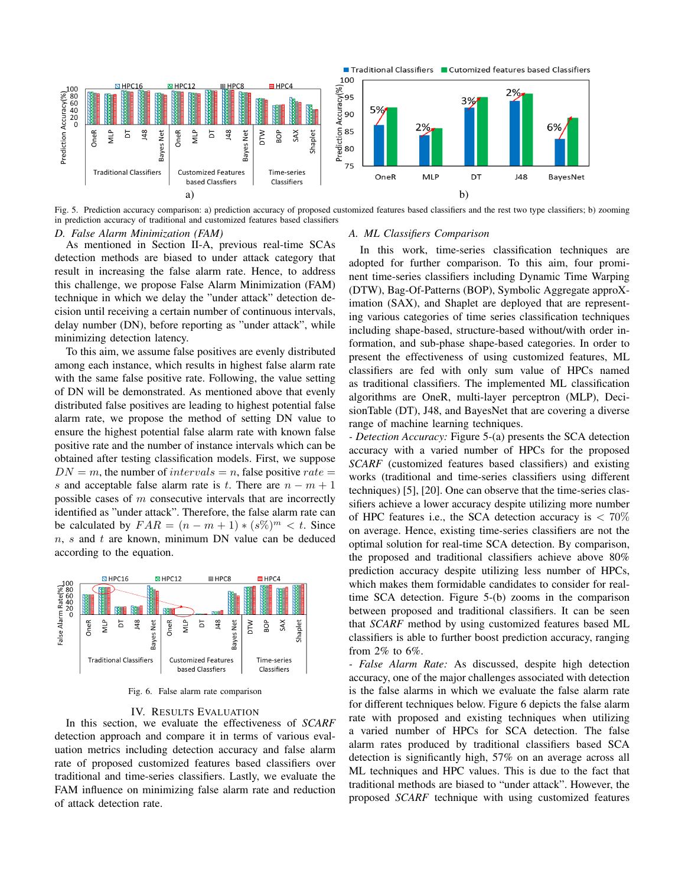Traditional Classifiers  Cutomized features based Classifiers

HPC16  HPC12  HPC8  HPC4

Prediction Accuracy(%)
100
80
60
40
20
0

OneR MLP DT J48 Bayes Net OneR MLP DT J48 Bayes Net DTW BOP SAX Shaplet

Traditional Classifiers  Customized Features based Classfiers  Time-series Classifiers

a)

Prediction Accuracy(%)
100
95
90
85
80
75

5% 2% 3% 2% 6%

OneR MLP DT J48 BayesNet

b)

Fig. 5. Prediction accuracy comparison: a) prediction accuracy of proposed customized features based classifiers and the rest two type classifiers; b) zooming in prediction accuracy of traditional and customized features based classifiers

### D. False Alarm Minimization (FAM)

As mentioned in Section II-A, previous real-time SCAs detection methods are biased to under attack category that result in increasing the false alarm rate. Hence, to address this challenge, we propose False Alarm Minimization (FAM) technique in which we delay the "under attack" detection decision until receiving a certain number of continuous intervals, delay number (DN), before reporting as "under attack", while minimizing detection latency.

To this aim, we assume false positives are evenly distributed among each instance, which results in highest false alarm rate with the same false positive rate. Following, the value setting of DN will be demonstrated. As mentioned above that evenly distributed false positives are leading to highest potential false alarm rate, we propose the method of setting DN value to ensure the highest potential false alarm rate with known false positive rate and the number of instance intervals which can be obtained after testing classification models. First, we suppose $DN = m$, the number of $intervals = n$, false positive $rate = s$ and acceptable false alarm rate is $t$. There are $n - m + 1$ possible cases of $m$ consecutive intervals that are incorrectly identified as "under attack". Therefore, the false alarm rate can be calculated by $FAR = (n - m + 1) * (s\%)^m < t$. Since $n$, $s$ and $t$ are known, minimum DN value can be deduced according to the equation.

HPC16  HPC12  HPC8  HPC4

False Alarm Rate(%)
100
80
60
40
20
0

OneR MLP DT J48 Bayes Net OneR MLP DT J48 Bayes Net DTW BOP SAX Shaplet

Traditional Classifiers  Customized Features based Classifiers  Time-series Classifiers

Fig. 6. False alarm rate comparison

## IV. Results Evaluation

In this section, we evaluate the effectiveness of *SCARF* detection approach and compare it in terms of various evaluation metrics including detection accuracy and false alarm rate of proposed customized features based classifiers over traditional and time-series classifiers. Lastly, we evaluate the FAM influence on minimizing false alarm rate and reduction of attack detection rate.

### A. ML Classifiers Comparison

In this work, time-series classification techniques are adopted for further comparison. To this aim, four prominent time-series classifiers including Dynamic Time Warping (DTW), Bag-Of-Patterns (BOP), Symbolic Aggregate approXimation (SAX), and Shaplet are deployed that are representing various categories of time series classification techniques including shape-based, structure-based without/with order information, and sub-phase shape-based categories. In order to present the effectiveness of using customized features, ML classifiers are fed with only sum value of HPCs named as traditional classifiers. The implemented ML classification algorithms are OneR, multi-layer perceptron (MLP), DecisionTable (DT), J48, and BayesNet that are covering a diverse range of machine learning techniques.

- *Detection Accuracy:* Figure 5-(a) presents the SCA detection accuracy with a varied number of HPCs for the proposed *SCARF* (customized features based classifiers) and existing works (traditional and time-series classifiers using different techniques) [5], [20]. One can observe that the time-series classifiers achieve a lower accuracy despite utilizing more number of HPC features i.e., the SCA detection accuracy is $< 70\%$ on average. Hence, existing time-series classifiers are not the optimal solution for real-time SCA detection. By comparison, the proposed and traditional classifiers achieve above $80\%$ prediction accuracy despite utilizing less number of HPCs, which makes them formidable candidates to consider for real-time SCA detection. Figure 5-(b) zooms in the comparison between proposed and traditional classifiers. It can be seen that *SCARF* method by using customized features based ML classifiers is able to further boost prediction accuracy, ranging from 2% to 6%.

- *False Alarm Rate:* As discussed, despite high detection accuracy, one of the major challenges associated with detection is the false alarms in which we evaluate the false alarm rate for different techniques below. Figure 6 depicts the false alarm rate with proposed and existing techniques when utilizing a varied number of HPCs for SCA detection. The false alarm rates produced by traditional classifiers based SCA detection is significantly high, 57% on an average across all ML techniques and HPC values. This is due to the fact that traditional methods are biased to "under attack". However, the proposed *SCARF* technique with using customized features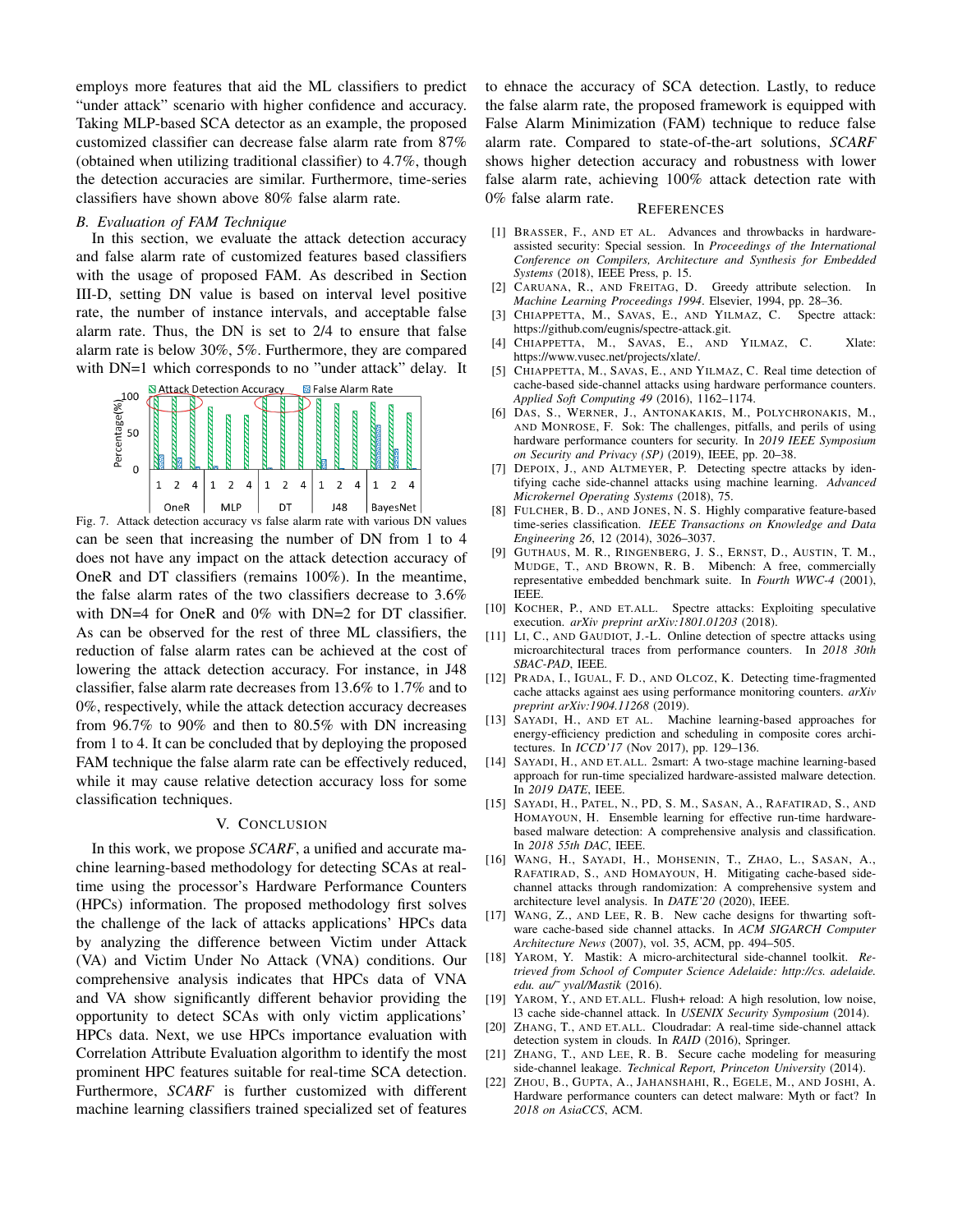employs more features that aid the ML classifiers to predict "under attack" scenario with higher confidence and accuracy. Taking MLP-based SCA detector as an example, the proposed customized classifier can decrease false alarm rate from 87% (obtained when utilizing traditional classifier) to 4.7%, though the detection accuracies are similar. Furthermore, time-series classifiers have shown above 80% false alarm rate.

### *B. Evaluation of FAM Technique*

In this section, we evaluate the attack detection accuracy and false alarm rate of customized features based classifiers with the usage of proposed FAM. As described in Section III-D, setting DN value is based on interval level positive rate, the number of instance intervals, and acceptable false alarm rate. Thus, the DN is set to 2/4 to ensure that false alarm rate is below 30%, 5%. Furthermore, they are compared with DN=1 which corresponds to no "under attack" delay. It can be seen that increasing the number of DN from 1 to 4 does not have any impact on the attack detection accuracy of OneR and DT classifiers (remains 100%). In the meantime, the false alarm rates of the two classifiers decrease to 3.6% with DN=4 for OneR and 0% with DN=2 for DT classifier. As can be observed for the rest of three ML classifiers, the reduction of false alarm rates can be achieved at the cost of lowering the attack detection accuracy. For instance, in J48 classifier, false alarm rate decreases from 13.6% to 1.7% and to 0%, respectively, while the attack detection accuracy decreases from 96.7% to 90% and then to 80.5% with DN increasing from 1 to 4. It can be concluded that by deploying the proposed FAM technique the false alarm rate can be effectively reduced, while it may cause relative detection accuracy loss for some classification techniques.

Attack Detection Accuracy
False Alarm Rate
Percentage(%)
100
50
0
1 2 4 1 2 4 1 2 4 1 2 4 1 2 4
OneR MLP DT J48 BayesNet

Fig. 7. Attack detection accuracy vs false alarm rate with various DN values

## V. Conclusion

In this work, we propose *SCARF*, a unified and accurate machine learning-based methodology for detecting SCAs at real-time using the processor's Hardware Performance Counters (HPCs) information. The proposed methodology first solves the challenge of the lack of attacks applications' HPCs data by analyzing the difference between Victim under Attack (VA) and Victim Under No Attack (VNA) conditions. Our comprehensive analysis indicates that HPCs data of VNA and VA show significantly different behavior providing the opportunity to detect SCAs with only victim applications' HPCs data. Next, we use HPCs importance evaluation with Correlation Attribute Evaluation algorithm to identify the most prominent HPC features suitable for real-time SCA detection. Furthermore, *SCARF* is further customized with different machine learning classifiers trained specialized set of features to ehnace the accuracy of SCA detection. Lastly, to reduce the false alarm rate, the proposed framework is equipped with False Alarm Minimization (FAM) technique to reduce false alarm rate. Compared to state-of-the-art solutions, *SCARF* shows higher detection accuracy and robustness with lower false alarm rate, achieving 100% attack detection rate with 0% false alarm rate.

## References

[1] Brasser, F., and et al. Advances and throwbacks in hardware-assisted security: Special session. In *Proceedings of the International Conference on Compilers, Architecture and Synthesis for Embedded Systems* (2018), IEEE Press, p. 15.

[2] Caruana, R., and Freitag, D. Greedy attribute selection. In *Machine Learning Proceedings 1994*. Elsevier, 1994, pp. 28–36.

[3] Chiappetta, M., Savas, E., and Yilmaz, C. Spectre attack: https://github.com/eugnis/spectre-attack.git.

[4] Chiappetta, M., Savas, E., and Yilmaz, C. Xlate: https://www.vusec.net/projects/xlate/.

[5] Chiappetta, M., Savas, E., and Yilmaz, C. Real time detection of cache-based side-channel attacks using hardware performance counters. *Applied Soft Computing 49* (2016), 1162–1174.

[6] Das, S., Werner, J., Antonakakis, M., Polychronakis, M., and Monrose, F. Sok: The challenges, pitfalls, and perils of using hardware performance counters for security. In *2019 IEEE Symposium on Security and Privacy (SP)* (2019), IEEE, pp. 20–38.

[7] Depoix, J., and Altmeyer, P. Detecting spectre attacks by identifying cache side-channel attacks using machine learning. *Advanced Microkernel Operating Systems* (2018), 75.

[8] Fulcher, B. D., and Jones, N. S. Highly comparative feature-based time-series classification. *IEEE Transactions on Knowledge and Data Engineering 26*, 12 (2014), 3026–3037.

[9] Guthaus, M. R., Ringenberg, J. S., Ernst, D., Austin, T. M., Mudge, T., and Brown, R. B. Mibench: A free, commercially representative embedded benchmark suite. In *Fourth WWC-4* (2001), IEEE.

[10] Kocher, P., and et.all. Spectre attacks: Exploiting speculative execution. *arXiv preprint arXiv:1801.01203* (2018).

[11] Li, C., and Gaudiot, J.-L. Online detection of spectre attacks using microarchitectural traces from performance counters. In *2018 30th SBAC-PAD*, IEEE.

[12] Prada, I., Igual, F. D., and Olcoz, K. Detecting time-fragmented cache attacks against aes using performance monitoring counters. *arXiv preprint arXiv:1904.11268* (2019).

[13] Sayadi, H., and et al. Machine learning-based approaches for energy-efficiency prediction and scheduling in composite cores architectures. In *ICCD'17* (Nov 2017), pp. 129–136.

[14] Sayadi, H., and et.all. 2smart: A two-stage machine learning-based approach for run-time specialized hardware-assisted malware detection. In *2019 DATE*, IEEE.

[15] Sayadi, H., Patel, N., PD, S. M., Sasan, A., Rafatirad, S., and Homayoun, H. Ensemble learning for effective run-time hardware-based malware detection: A comprehensive analysis and classification. In *2018 55th DAC*, IEEE.

[16] Wang, H., Sayadi, H., Mohsenin, T., Zhao, L., Sasan, A., Rafatirad, S., and Homayoun, H. Mitigating cache-based side-channel attacks through randomization: A comprehensive system and architecture level analysis. In *DATE'20* (2020), IEEE.

[17] Wang, Z., and Lee, R. B. New cache designs for thwarting software cache-based side channel attacks. In *ACM SIGARCH Computer Architecture News* (2007), vol. 35, ACM, pp. 494–505.

[18] Yarom, Y. Mastik: A micro-architectural side-channel toolkit. *Retrieved from School of Computer Science Adelaide: http://cs. adelaide. edu. au/~ yval/Mastik* (2016).

[19] Yarom, Y., and et.all. Flush+ reload: A high resolution, low noise, l3 cache side-channel attack. In *USENIX Security Symposium* (2014).

[20] Zhang, T., and et.all. Cloudradar: A real-time side-channel attack detection system in clouds. In *RAID* (2016), Springer.

[21] Zhang, T., and Lee, R. B. Secure cache modeling for measuring side-channel leakage. *Technical Report, Princeton University* (2014).

[22] Zhou, B., Gupta, A., Jahanshahi, R., Egele, M., and Joshi, A. Hardware performance counters can detect malware: Myth or fact? In *2018 on AsiaCCS*, ACM.